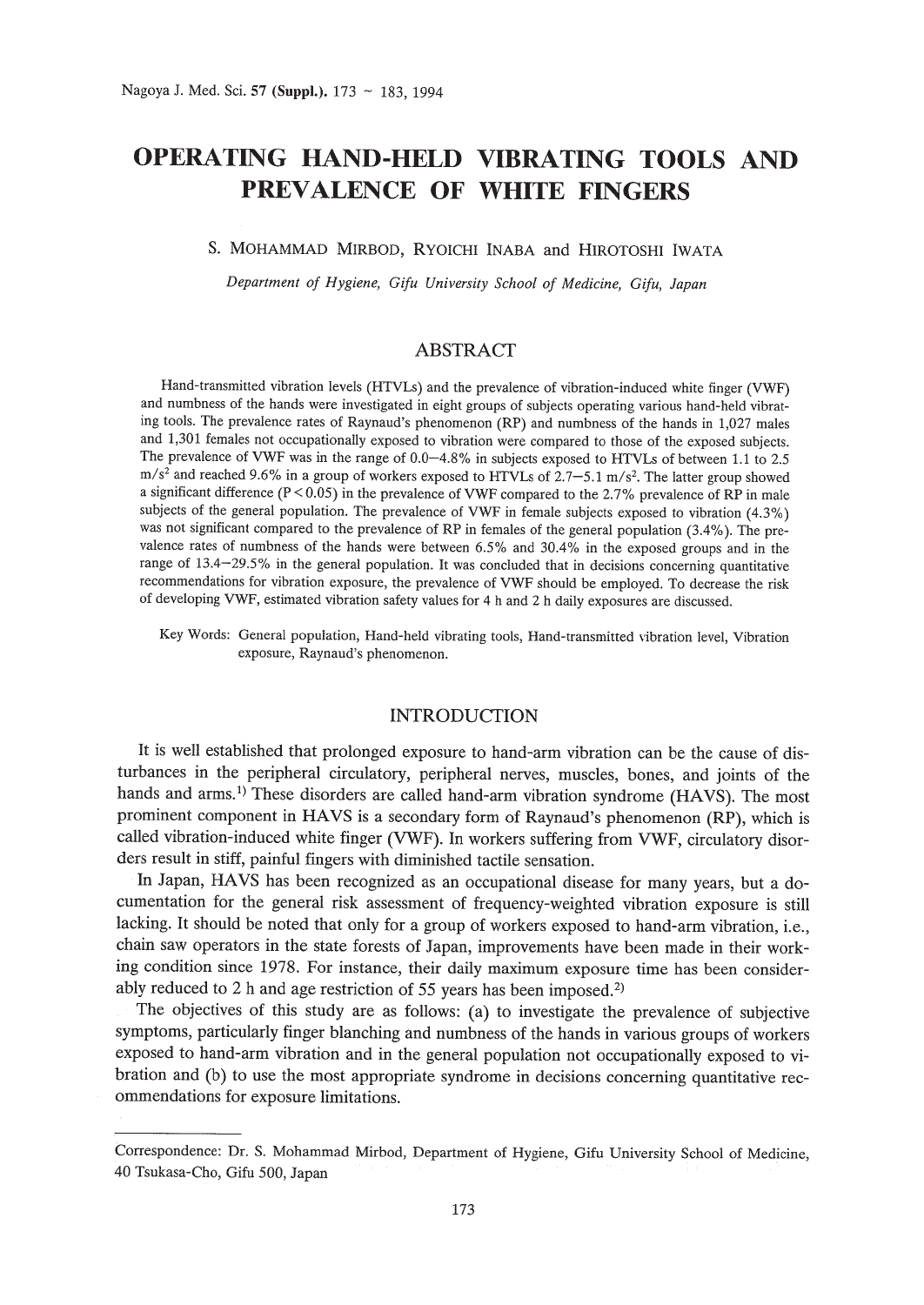# OPERATING HAND-HELD VIBRATING TOOLS AND PREVALENCE OF WHITE FINGERS

S. MOHAMMAD MIRBOD, RYOICHI INABA and HIROTOSHI IWATA

*Department of Hygiene, Gifu University School of Medicine, Gifu, Japan*

## ABSTRACT

Hand-transmitted vibration levels (HTVLs) and the prevalence of vibration-induced white finger (VWF) and numbness of the hands were investigated in eight groups of subjects operating various hand-held vibrating tools. The prevalence rates of Raynaud's phenomenon (RP) and numbness of the hands in 1,027 males and 1,301 females not occupationally exposed to vibration were compared to those of the exposed subjects. The prevalence of VWF was in the range of 0.0–4.8% in subjects exposed to HTVLs of between 1.1 to 2.5 $m/s^2$ and reached 9.6% in a group of workers exposed to HTVLs of 2.7–5.1 $m/s^2$. The latter group showed a significant difference ($P < 0.05$) in the prevalence of VWF compared to the 2.7% prevalence of RP in male subjects of the general population. The prevalence of VWF in female subjects exposed to vibration (4.3%) was not significant compared to the prevalence of RP in females of the general population (3.4%). The prevalence rates of numbness of the hands were between 6.5% and 30.4% in the exposed groups and in the range of 13.4–29.5% in the general population. It was concluded that in decisions concerning quantitative recommendations for vibration exposure, the prevalence of VWF should be employed. To decrease the risk of developing VWF, estimated vibration safety values for 4 h and 2 h daily exposures are discussed.

Key Words: General population, Hand-held vibrating tools, Hand-transmitted vibration level, Vibration exposure, Raynaud's phenomenon.

## INTRODUCTION

It is well established that prolonged exposure to hand-arm vibration can be the cause of disturbances in the peripheral circulatory, peripheral nerves, muscles, bones, and joints of the hands and arms.[1] These disorders are called hand-arm vibration syndrome (HAVS). The most prominent component in HAVS is a secondary form of Raynaud's phenomenon (RP), which is called vibration-induced white finger (VWF). In workers suffering from VWF, circulatory disorders result in stiff, painful fingers with diminished tactile sensation.

In Japan, HAVS has been recognized as an occupational disease for many years, but a documentation for the general risk assessment of frequency-weighted vibration exposure is still lacking. It should be noted that only for a group of workers exposed to hand-arm vibration, i.e., chain saw operators in the state forests of Japan, improvements have been made in their working condition since 1978. For instance, their daily maximum exposure time has been considerably reduced to 2 h and age restriction of 55 years has been imposed.[2]

The objectives of this study are as follows: (a) to investigate the prevalence of subjective symptoms, particularly finger blanching and numbness of the hands in various groups of workers exposed to hand-arm vibration and in the general population not occupationally exposed to vibration and (b) to use the most appropriate syndrome in decisions concerning quantitative recommendations for exposure limitations.

---

Correspondence: Dr. S. Mohammad Mirbod, Department of Hygiene, Gifu University School of Medicine, 40 Tsukasa-Cho, Gifu 500, Japan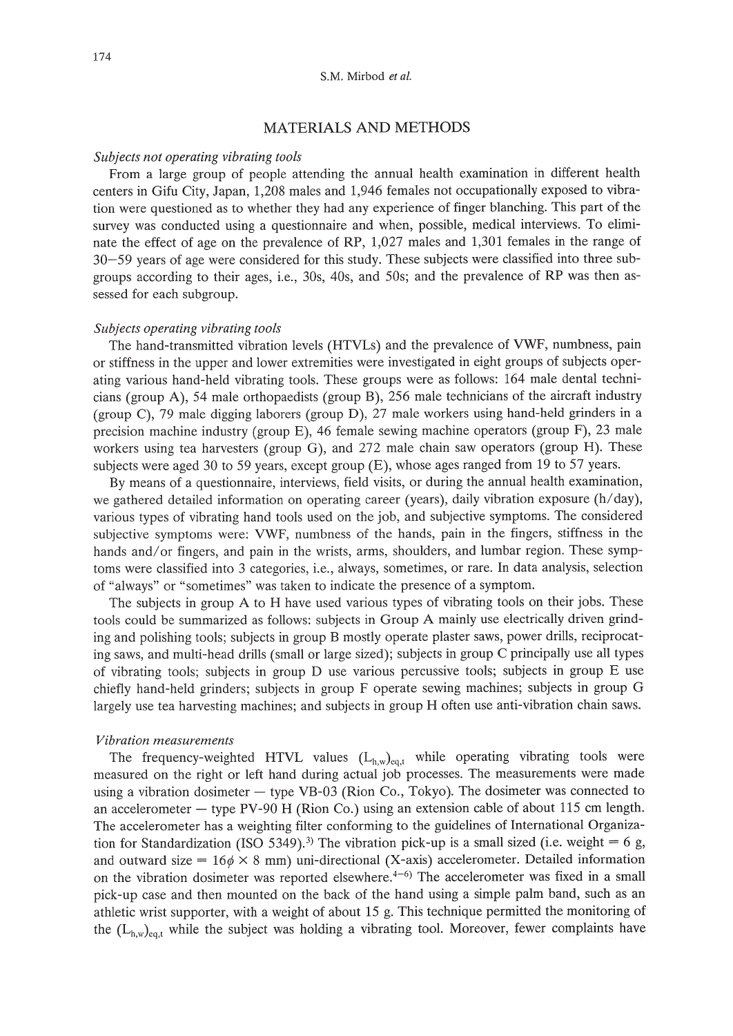## MATERIALS AND METHODS

### *Subjects not operating vibrating tools*

From a large group of people attending the annual health examination in different health centers in Gifu City, Japan, 1,208 males and 1,946 females not occupationally exposed to vibration were questioned as to whether they had any experience of finger blanching. This part of the survey was conducted using a questionnaire and when, possible, medical interviews. To eliminate the effect of age on the prevalence of RP, 1,027 males and 1,301 females in the range of 30–59 years of age were considered for this study. These subjects were classified into three subgroups according to their ages, i.e., 30s, 40s, and 50s; and the prevalence of RP was then assessed for each subgroup.

### *Subjects operating vibrating tools*

The hand-transmitted vibration levels (HTVLs) and the prevalence of VWF, numbness, pain or stiffness in the upper and lower extremities were investigated in eight groups of subjects operating various hand-held vibrating tools. These groups were as follows: 164 male dental technicians (group A), 54 male orthopaedists (group B), 256 male technicians of the aircraft industry (group C), 79 male digging laborers (group D), 27 male workers using hand-held grinders in a precision machine industry (group E), 46 female sewing machine operators (group F), 23 male workers using tea harvesters (group G), and 272 male chain saw operators (group H). These subjects were aged 30 to 59 years, except group (E), whose ages ranged from 19 to 57 years.

By means of a questionnaire, interviews, field visits, or during the annual health examination, we gathered detailed information on operating career (years), daily vibration exposure (h/day), various types of vibrating hand tools used on the job, and subjective symptoms. The considered subjective symptoms were: VWF, numbness of the hands, pain in the fingers, stiffness in the hands and/or fingers, and pain in the wrists, arms, shoulders, and lumbar region. These symptoms were classified into 3 categories, i.e., always, sometimes, or rare. In data analysis, selection of "always" or "sometimes" was taken to indicate the presence of a symptom.

The subjects in group A to H have used various types of vibrating tools on their jobs. These tools could be summarized as follows: subjects in Group A mainly use electrically driven grinding and polishing tools; subjects in group B mostly operate plaster saws, power drills, reciprocating saws, and multi-head drills (small or large sized); subjects in group C principally use all types of vibrating tools; subjects in group D use various percussive tools; subjects in group E use chiefly hand-held grinders; subjects in group F operate sewing machines; subjects in group G largely use tea harvesting machines; and subjects in group H often use anti-vibration chain saws.

### *Vibration measurements*

The frequency-weighted HTVL values $(L_{h,w})_{eq,t}$ while operating vibrating tools were measured on the right or left hand during actual job processes. The measurements were made using a vibration dosimeter — type VB-03 (Rion Co., Tokyo). The dosimeter was connected to an accelerometer — type PV-90 H (Rion Co.) using an extension cable of about 115 cm length. The accelerometer has a weighting filter conforming to the guidelines of International Organization for Standardization (ISO 5349).[3] The vibration pick-up is a small sized (i.e. weight = 6 g, and outward size = $16\phi \times 8$ mm) uni-directional (X-axis) accelerometer. Detailed information on the vibration dosimeter was reported elsewhere.[4–6] The accelerometer was fixed in a small pick-up case and then mounted on the back of the hand using a simple palm band, such as an athletic wrist supporter, with a weight of about 15 g. This technique permitted the monitoring of the $(L_{h,w})_{eq,t}$ while the subject was holding a vibrating tool. Moreover, fewer complaints have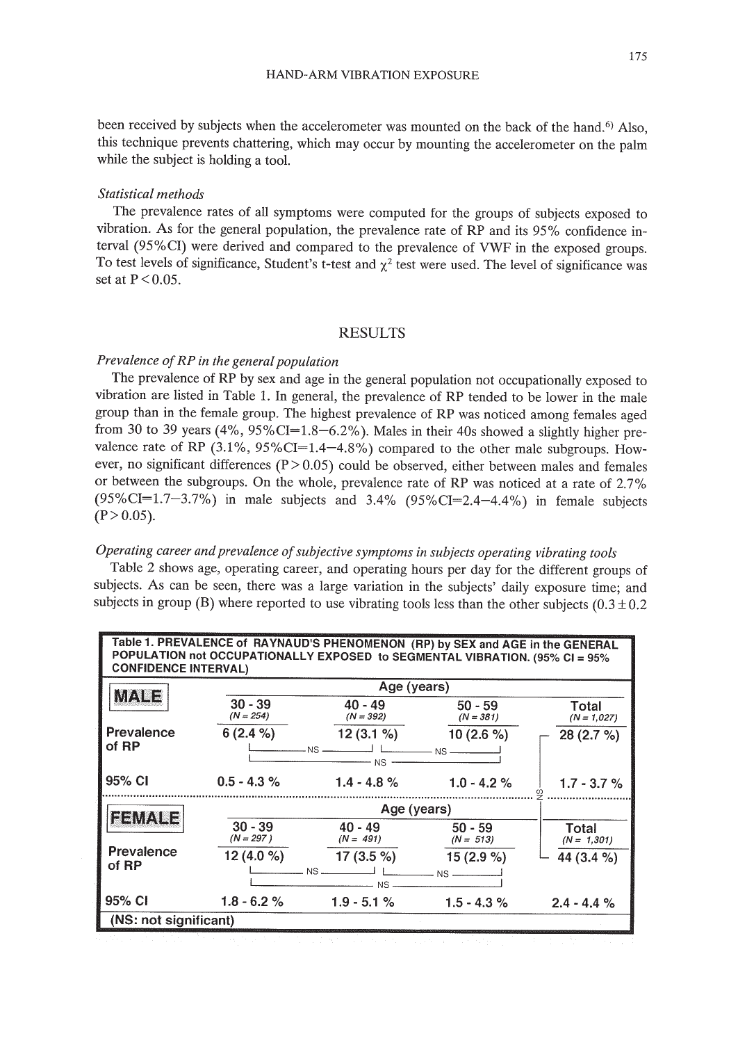been received by subjects when the accelerometer was mounted on the back of the hand.[6] Also, this technique prevents chattering, which may occur by mounting the accelerometer on the palm while the subject is holding a tool.

*Statistical methods*

The prevalence rates of all symptoms were computed for the groups of subjects exposed to vibration. As for the general population, the prevalence rate of RP and its 95% confidence interval (95%CI) were derived and compared to the prevalence of VWF in the exposed groups. To test levels of significance, Student's t-test and $\chi^2$ test were used. The level of significance was set at $P < 0.05$.

## RESULTS

*Prevalence of RP in the general population*

The prevalence of RP by sex and age in the general population not occupationally exposed to vibration are listed in Table 1. In general, the prevalence of RP tended to be lower in the male group than in the female group. The highest prevalence of RP was noticed among females aged from 30 to 39 years (4%, 95%CI=1.8–6.2%). Males in their 40s showed a slightly higher prevalence rate of RP (3.1%, 95%CI=1.4–4.8%) compared to the other male subgroups. However, no significant differences ($P > 0.05$) could be observed, either between males and females or between the subgroups. On the whole, prevalence rate of RP was noticed at a rate of 2.7% (95%CI=1.7–3.7%) in male subjects and 3.4% (95%CI=2.4–4.4%) in female subjects ($P > 0.05$).

*Operating career and prevalence of subjective symptoms in subjects operating vibrating tools*

Table 2 shows age, operating career, and operating hours per day for the different groups of subjects. As can be seen, there was a large variation in the subjects' daily exposure time; and subjects in group (B) where reported to use vibrating tools less than the other subjects (0.3 ± 0.2

**Table 1. PREVALENCE of RAYNAUD'S PHENOMENON (RP) by SEX and AGE in the GENERAL POPULATION not OCCUPATIONALLY EXPOSED to SEGMENTAL VIBRATION. (95% CI = 95% CONFIDENCE INTERVAL)**

| MALE | Age (years) | | | |
|---|---|---|---|---|
| | 30 - 39 (N = 254) | 40 - 49 (N = 392) | 50 - 59 (N = 381) | Total (N = 1,027) |
| Prevalence of RP | 6 (2.4 %) | 12 (3.1 %) | 10 (2.6 %) | 28 (2.7 %) |
| 95% CI | 0.5 - 4.3 % | 1.4 - 4.8 % | 1.0 - 4.2 % | 1.7 - 3.7 % |
| **FEMALE** | **Age (years)** | | | |
| | 30 - 39 (N = 297) | 40 - 49 (N = 491) | 50 - 59 (N = 513) | Total (N = 1,301) |
| Prevalence of RP | 12 (4.0 %) | 17 (3.5 %) | 15 (2.9 %) | 44 (3.4 %) |
| 95% CI | 1.8 - 6.2 % | 1.9 - 5.1 % | 1.5 - 4.3 % | 2.4 - 4.4 % |

All comparisons between age subgroups (30–39 vs 40–49, 40–49 vs 50–59, 30–39 vs 50–59) within each sex, and between male and female totals: NS.

(NS: not significant)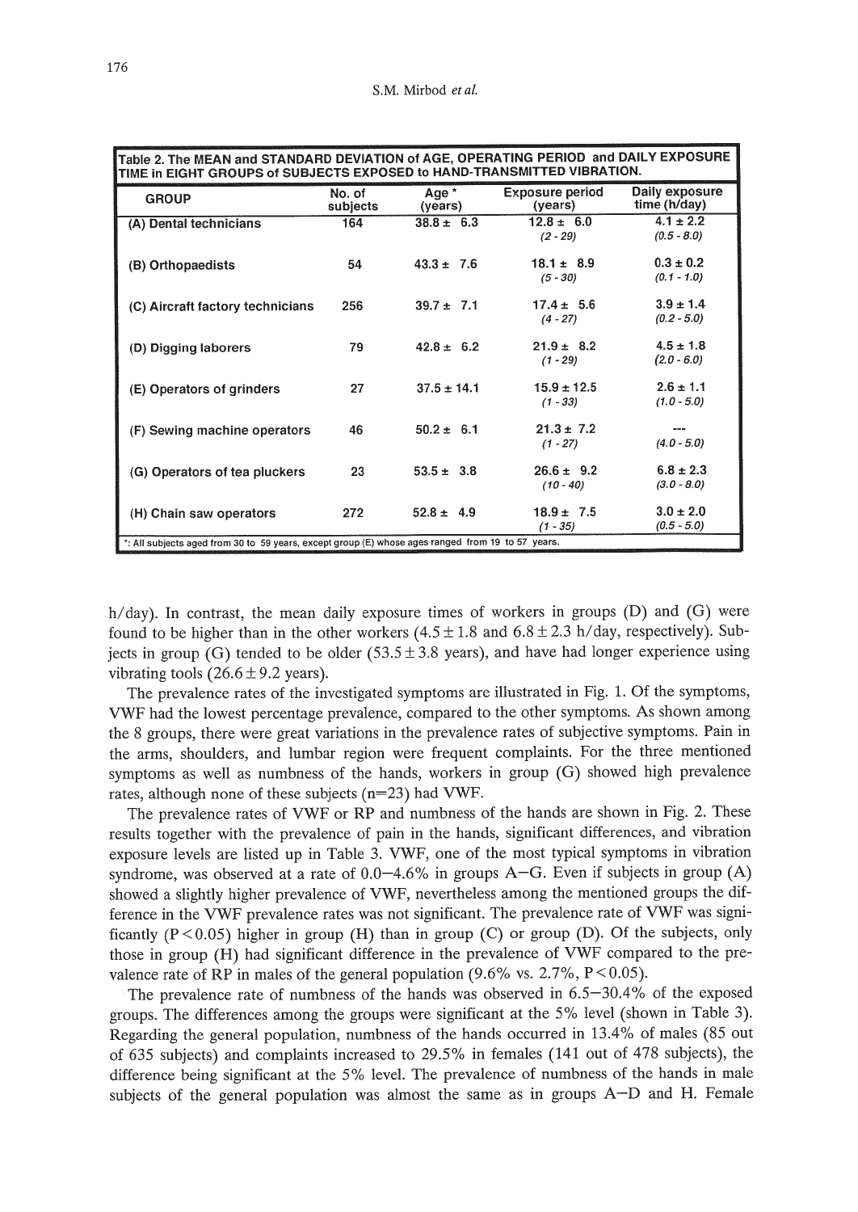Table 2. The MEAN and STANDARD DEVIATION of AGE, OPERATING PERIOD and DAILY EXPOSURE TIME in EIGHT GROUPS of SUBJECTS EXPOSED to HAND-TRANSMITTED VIBRATION.

| GROUP | No. of subjects | Age * (years) | Exposure period (years) | Daily exposure time (h/day) |
|---|---|---|---|---|
| (A) Dental technicians | 164 | 38.8 ± 6.3 | 12.8 ± 6.0 *(2 - 29)* | 4.1 ± 2.2 *(0.5 - 8.0)* |
| (B) Orthopaedists | 54 | 43.3 ± 7.6 | 18.1 ± 8.9 *(5 - 30)* | 0.3 ± 0.2 *(0.1 - 1.0)* |
| (C) Aircraft factory technicians | 256 | 39.7 ± 7.1 | 17.4 ± 5.6 *(4 - 27)* | 3.9 ± 1.4 *(0.2 - 5.0)* |
| (D) Digging laborers | 79 | 42.8 ± 6.2 | 21.9 ± 8.2 *(1 - 29)* | 4.5 ± 1.8 *(2.0 - 6.0)* |
| (E) Operators of grinders | 27 | 37.5 ± 14.1 | 15.9 ± 12.5 *(1 - 33)* | 2.6 ± 1.1 *(1.0 - 5.0)* |
| (F) Sewing machine operators | 46 | 50.2 ± 6.1 | 21.3 ± 7.2 *(1 - 27)* | --- *(4.0 - 5.0)* |
| (G) Operators of tea pluckers | 23 | 53.5 ± 3.8 | 26.6 ± 9.2 *(10 - 40)* | 6.8 ± 2.3 *(3.0 - 8.0)* |
| (H) Chain saw operators | 272 | 52.8 ± 4.9 | 18.9 ± 7.5 *(1 - 35)* | 3.0 ± 2.0 *(0.5 - 5.0)* |

*: All subjects aged from 30 to 59 years, except group (E) whose ages ranged from 19 to 57 years.

h/day). In contrast, the mean daily exposure times of workers in groups (D) and (G) were found to be higher than in the other workers (4.5 ± 1.8 and 6.8 ± 2.3 h/day, respectively). Subjects in group (G) tended to be older (53.5 ± 3.8 years), and have had longer experience using vibrating tools (26.6 ± 9.2 years).

The prevalence rates of the investigated symptoms are illustrated in Fig. 1. Of the symptoms, VWF had the lowest percentage prevalence, compared to the other symptoms. As shown among the 8 groups, there were great variations in the prevalence rates of subjective symptoms. Pain in the arms, shoulders, and lumbar region were frequent complaints. For the three mentioned symptoms as well as numbness of the hands, workers in group (G) showed high prevalence rates, although none of these subjects (n=23) had VWF.

The prevalence rates of VWF or RP and numbness of the hands are shown in Fig. 2. These results together with the prevalence of pain in the hands, significant differences, and vibration exposure levels are listed up in Table 3. VWF, one of the most typical symptoms in vibration syndrome, was observed at a rate of 0.0–4.6% in groups A–G. Even if subjects in group (A) showed a slightly higher prevalence of VWF, nevertheless among the mentioned groups the difference in the VWF prevalence rates was not significant. The prevalence rate of VWF was significantly ($P < 0.05$) higher in group (H) than in group (C) or group (D). Of the subjects, only those in group (H) had significant difference in the prevalence of VWF compared to the prevalence rate of RP in males of the general population (9.6% vs. 2.7%, $P < 0.05$).

The prevalence rate of numbness of the hands was observed in 6.5–30.4% of the exposed groups. The differences among the groups were significant at the 5% level (shown in Table 3). Regarding the general population, numbness of the hands occurred in 13.4% of males (85 out of 635 subjects) and complaints increased to 29.5% in females (141 out of 478 subjects), the difference being significant at the 5% level. The prevalence of numbness of the hands in male subjects of the general population was almost the same as in groups A–D and H. Female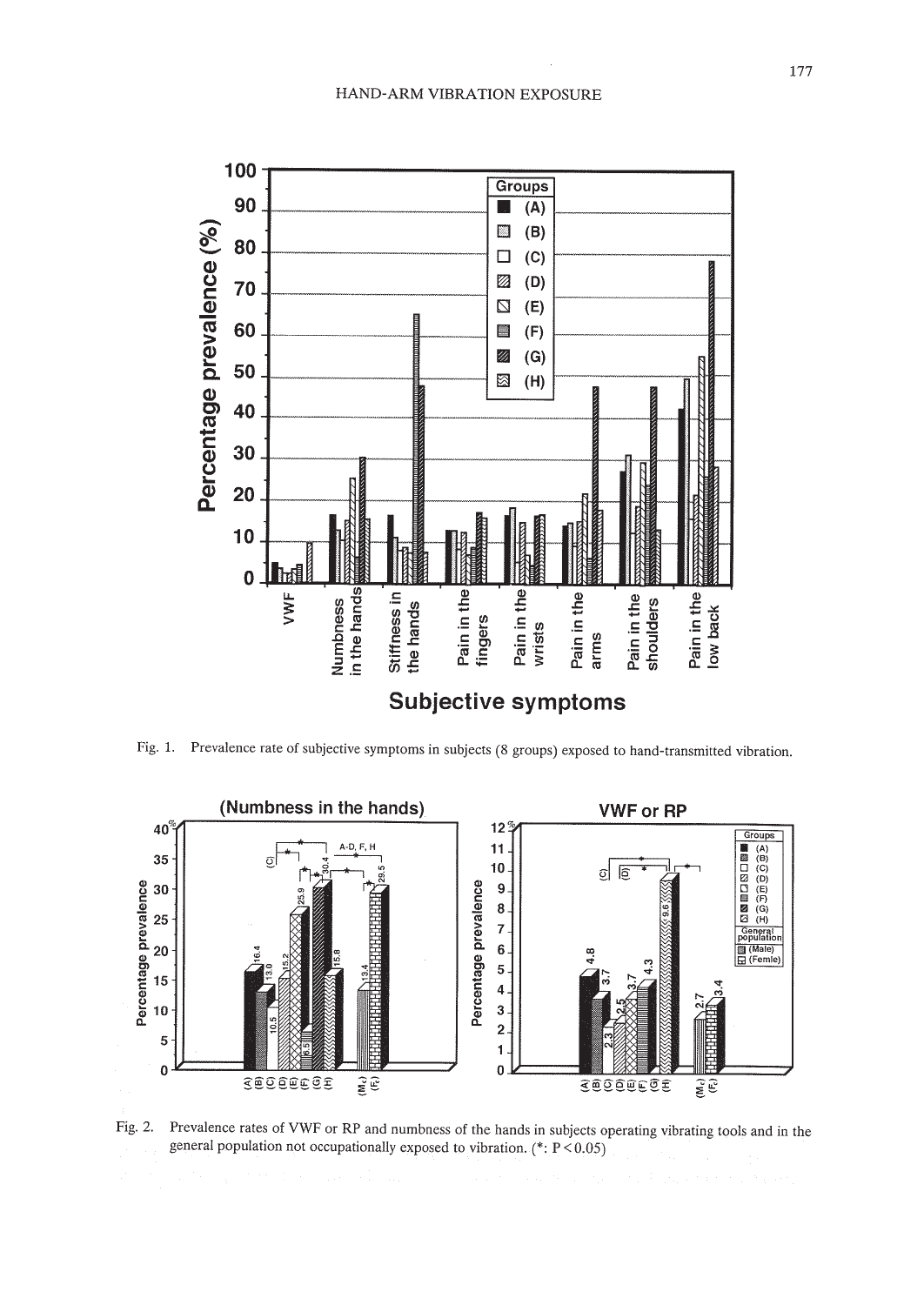Fig. 1. Prevalence rate of subjective symptoms in subjects (8 groups) exposed to hand-transmitted vibration.

Fig. 2. Prevalence rates of VWF or RP and numbness of the hands in subjects operating vibrating tools and in the general population not occupationally exposed to vibration. (*: $P < 0.05$)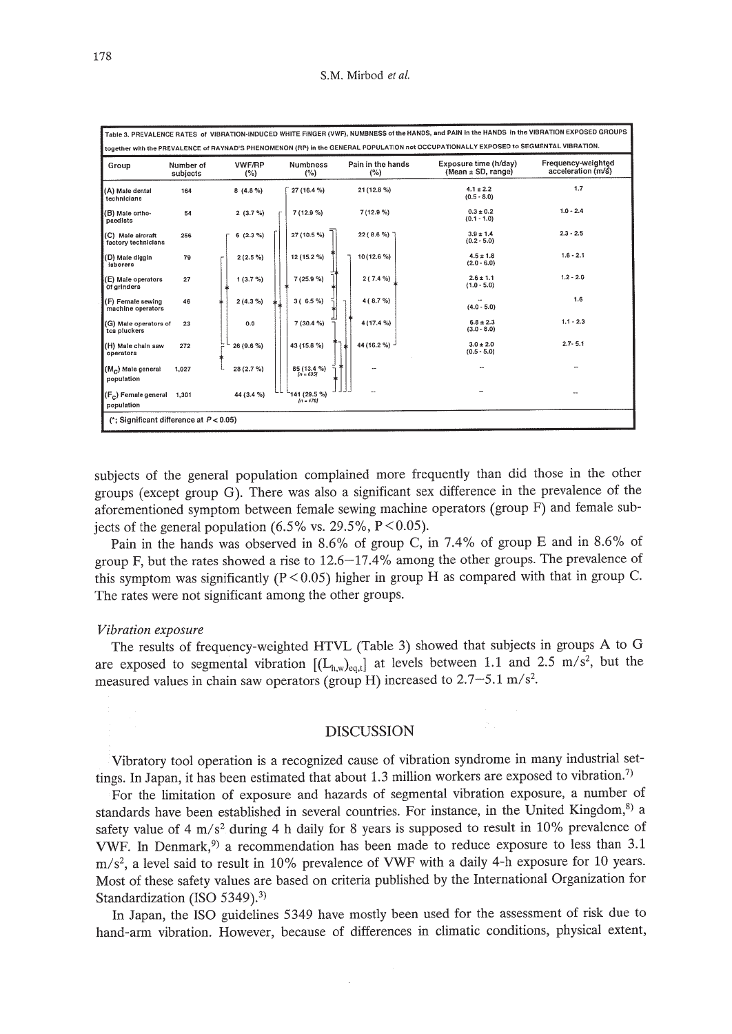Table 3. PREVALENCE RATES of VIBRATION-INDUCED WHITE FINGER (VWF), NUMBNESS of the HANDS, and PAIN in the HANDS in the VIBRATION EXPOSED GROUPS together with the PREVALENCE of RAYNAD'S PHENOMENON (RP) in the GENERAL POPULATION not OCCUPATIONALLY EXPOSED to SEGMENTAL VIBRATION.

| Group | Number of subjects | VWF/RP (%) | Numbness (%) | Pain in the hands (%) | Exposure time (h/day) (Mean ± SD, range) | Frequency-weighted acceleration (m/s²) |
|---|---|---|---|---|---|---|
| (A) Male dental technicians | 164 | 8 (4.8 %) | 27 (16.4 %) | 21 (12.8 %) | 4.1 ± 2.2 (0.5 - 8.0) | 1.7 |
| (B) Male ortho-paedists | 54 | 2 (3.7 %) | 7 (12.9 %) | 7 (12.9 %) | 0.3 ± 0.2 (0.1 - 1.0) | 1.0 - 2.4 |
| (C) Male aircraft factory technicians | 256 | 6 (2.3 %) | 27 (10.5 %) | 22 ( 8.6 %) | 3.9 ± 1.4 (0.2 - 5.0) | 2.3 - 2.5 |
| (D) Male diggin laborers | 79 | 2 (2.5 %) | 12 (15.2 %) | 10 (12.6 %) | 4.5 ± 1.8 (2.0 - 6.0) | 1.6 - 2.1 |
| (E) Male operators of grinders | 27 | 1 (3.7 %) | 7 (25.9 %) | 2 ( 7.4 %) | 2.6 ± 1.1 (1.0 - 5.0) | 1.2 - 2.0 |
| (F) Female sewing machine operators | 46 | 2 (4.3 %) | 3 ( 6.5 %) | 4 ( 8.7 %) | -- (4.0 - 5.0) | 1.6 |
| (G) Male operators of tea pluckers | 23 | 0.0 | 7 (30.4 %) | 4 (17.4 %) | 6.8 ± 2.3 (3.0 - 8.0) | 1.1 - 2.3 |
| (H) Male chain saw operators | 272 | 26 (9.6 %) | 43 (15.8 %) | 44 (16.2 %) | 3.0 ± 2.0 (0.5 - 5.0) | 2.7- 5.1 |
| ($M_C$) Male general population | 1,027 | 28 (2.7 %) | 85 (13.4 %) [n = 635] | -- | -- | -- |
| ($F_C$) Female general population | 1,301 | 44 (3.4 %) | 141 (29.5 %) [n = 478] | -- | -- | -- |

(*; Significant difference at $P < 0.05$)

subjects of the general population complained more frequently than did those in the other groups (except group G). There was also a significant sex difference in the prevalence of the aforementioned symptom between female sewing machine operators (group F) and female subjects of the general population (6.5% vs. 29.5%, $P < 0.05$).

Pain in the hands was observed in 8.6% of group C, in 7.4% of group E and in 8.6% of group F, but the rates showed a rise to 12.6–17.4% among the other groups. The prevalence of this symptom was significantly ($P < 0.05$) higher in group H as compared with that in group C. The rates were not significant among the other groups.

*Vibration exposure*

The results of frequency-weighted HTVL (Table 3) showed that subjects in groups A to G are exposed to segmental vibration [$(L_{h,w})_{eq,t}$] at levels between 1.1 and 2.5 m/s², but the measured values in chain saw operators (group H) increased to 2.7–5.1 m/s².

## DISCUSSION

Vibratory tool operation is a recognized cause of vibration syndrome in many industrial settings. In Japan, it has been estimated that about 1.3 million workers are exposed to vibration.[7]

For the limitation of exposure and hazards of segmental vibration exposure, a number of standards have been established in several countries. For instance, in the United Kingdom,[8] a safety value of 4 m/s² during 4 h daily for 8 years is supposed to result in 10% prevalence of VWF. In Denmark,[9] a recommendation has been made to reduce exposure to less than 3.1 m/s², a level said to result in 10% prevalence of VWF with a daily 4-h exposure for 10 years. Most of these safety values are based on criteria published by the International Organization for Standardization (ISO 5349).[3]

In Japan, the ISO guidelines 5349 have mostly been used for the assessment of risk due to hand-arm vibration. However, because of differences in climatic conditions, physical extent,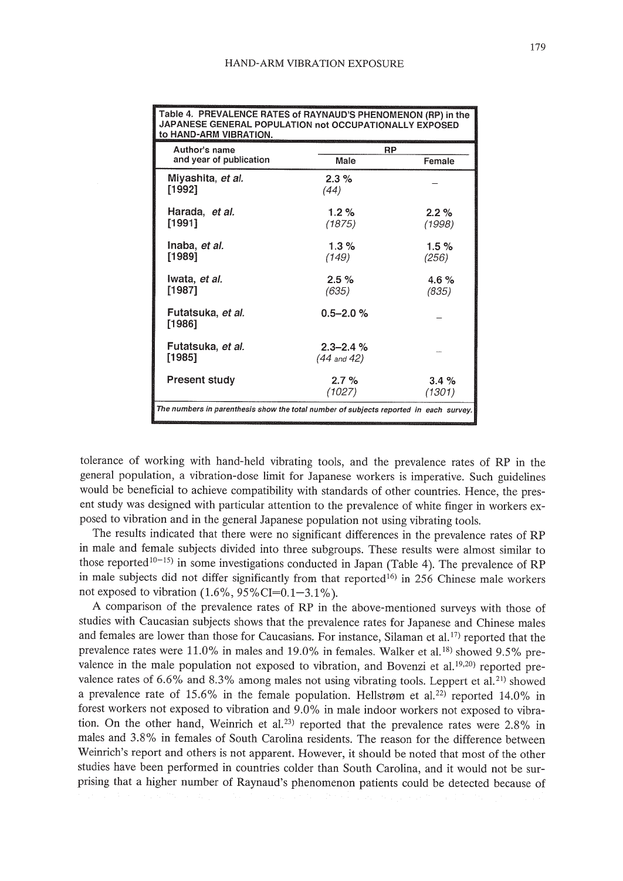Table 4. PREVALENCE RATES of RAYNAUD'S PHENOMENON (RP) in the JAPANESE GENERAL POPULATION not OCCUPATIONALLY EXPOSED to HAND-ARM VIBRATION.

| Author's name and year of publication | RP | |
|---|---|---|
| | Male | Female |
| Miyashita, *et al.* [1992] | 2.3 % *(44)* | – |
| Harada, *et al.* [1991] | 1.2 % *(1875)* | 2.2 % *(1998)* |
| Inaba, *et al.* [1989] | 1.3 % *(149)* | 1.5 % *(256)* |
| Iwata, *et al.* [1987] | 2.5 % *(635)* | 4.6 % *(835)* |
| Futatsuka, *et al.* [1986] | 0.5–2.0 % | – |
| Futatsuka, *et al.* [1985] | 2.3–2.4 % *(44 and 42)* | – |
| Present study | 2.7 % *(1027)* | 3.4 % *(1301)* |

*The numbers in parenthesis show the total number of subjects reported in each survey.*

tolerance of working with hand-held vibrating tools, and the prevalence rates of RP in the general population, a vibration-dose limit for Japanese workers is imperative. Such guidelines would be beneficial to achieve compatibility with standards of other countries. Hence, the present study was designed with particular attention to the prevalence of white finger in workers exposed to vibration and in the general Japanese population not using vibrating tools.

The results indicated that there were no significant differences in the prevalence rates of RP in male and female subjects divided into three subgroups. These results were almost similar to those reported[10–15] in some investigations conducted in Japan (Table 4). The prevalence of RP in male subjects did not differ significantly from that reported[16] in 256 Chinese male workers not exposed to vibration (1.6%, 95%CI=0.1–3.1%).

A comparison of the prevalence rates of RP in the above-mentioned surveys with those of studies with Caucasian subjects shows that the prevalence rates for Japanese and Chinese males and females are lower than those for Caucasians. For instance, Silaman et al.[17] reported that the prevalence rates were 11.0% in males and 19.0% in females. Walker et al.[18] showed 9.5% prevalence in the male population not exposed to vibration, and Bovenzi et al.[19,20] reported prevalence rates of 6.6% and 8.3% among males not using vibrating tools. Leppert et al.[21] showed a prevalence rate of 15.6% in the female population. Hellstrøm et al.[22] reported 14.0% in forest workers not exposed to vibration and 9.0% in male indoor workers not exposed to vibration. On the other hand, Weinrich et al.[23] reported that the prevalence rates were 2.8% in males and 3.8% in females of South Carolina residents. The reason for the difference between Weinrich's report and others is not apparent. However, it should be noted that most of the other studies have been performed in countries colder than South Carolina, and it would not be surprising that a higher number of Raynaud's phenomenon patients could be detected because of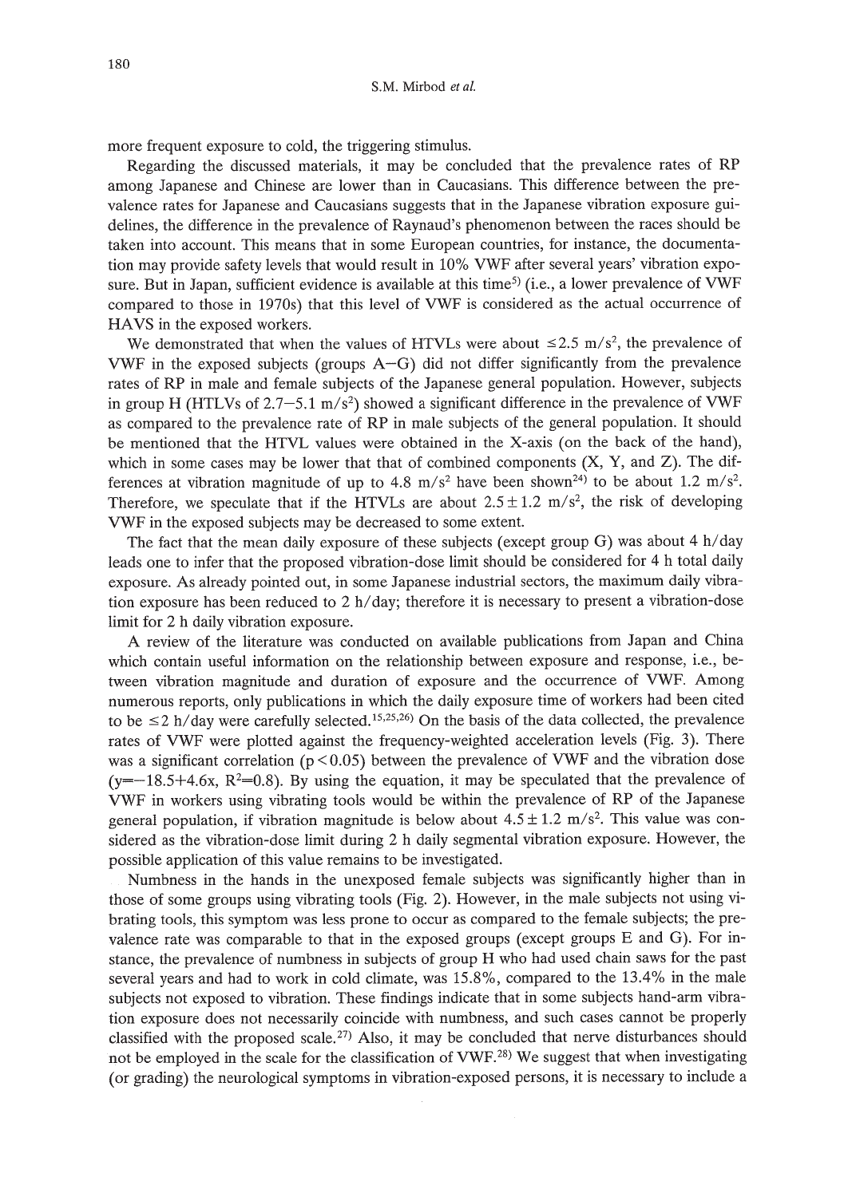more frequent exposure to cold, the triggering stimulus.

Regarding the discussed materials, it may be concluded that the prevalence rates of RP among Japanese and Chinese are lower than in Caucasians. This difference between the prevalence rates for Japanese and Caucasians suggests that in the Japanese vibration exposure guidelines, the difference in the prevalence of Raynaud's phenomenon between the races should be taken into account. This means that in some European countries, for instance, the documentation may provide safety levels that would result in 10% VWF after several years' vibration exposure. But in Japan, sufficient evidence is available at this time[5] (i.e., a lower prevalence of VWF compared to those in 1970s) that this level of VWF is considered as the actual occurrence of HAVS in the exposed workers.

We demonstrated that when the values of HTVLs were about $\leq 2.5$ m/s$^2$, the prevalence of VWF in the exposed subjects (groups A–G) did not differ significantly from the prevalence rates of RP in male and female subjects of the Japanese general population. However, subjects in group H (HTLVs of 2.7–5.1 m/s$^2$) showed a significant difference in the prevalence of VWF as compared to the prevalence rate of RP in male subjects of the general population. It should be mentioned that the HTVL values were obtained in the X-axis (on the back of the hand), which in some cases may be lower that that of combined components (X, Y, and Z). The differences at vibration magnitude of up to 4.8 m/s$^2$ have been shown[24] to be about 1.2 m/s$^2$. Therefore, we speculate that if the HTVLs are about $2.5 \pm 1.2$ m/s$^2$, the risk of developing VWF in the exposed subjects may be decreased to some extent.

The fact that the mean daily exposure of these subjects (except group G) was about 4 h/day leads one to infer that the proposed vibration-dose limit should be considered for 4 h total daily exposure. As already pointed out, in some Japanese industrial sectors, the maximum daily vibration exposure has been reduced to 2 h/day; therefore it is necessary to present a vibration-dose limit for 2 h daily vibration exposure.

A review of the literature was conducted on available publications from Japan and China which contain useful information on the relationship between exposure and response, i.e., between vibration magnitude and duration of exposure and the occurrence of VWF. Among numerous reports, only publications in which the daily exposure time of workers had been cited to be $\leq 2$ h/day were carefully selected.[15,25,26] On the basis of the data collected, the prevalence rates of VWF were plotted against the frequency-weighted acceleration levels (Fig. 3). There was a significant correlation ($p < 0.05$) between the prevalence of VWF and the vibration dose ($y = -18.5 + 4.6x$, $R^2 = 0.8$). By using the equation, it may be speculated that the prevalence of VWF in workers using vibrating tools would be within the prevalence of RP of the Japanese general population, if vibration magnitude is below about $4.5 \pm 1.2$ m/s$^2$. This value was considered as the vibration-dose limit during 2 h daily segmental vibration exposure. However, the possible application of this value remains to be investigated.

Numbness in the hands in the unexposed female subjects was significantly higher than in those of some groups using vibrating tools (Fig. 2). However, in the male subjects not using vibrating tools, this symptom was less prone to occur as compared to the female subjects; the prevalence rate was comparable to that in the exposed groups (except groups E and G). For instance, the prevalence of numbness in subjects of group H who had used chain saws for the past several years and had to work in cold climate, was 15.8%, compared to the 13.4% in the male subjects not exposed to vibration. These findings indicate that in some subjects hand-arm vibration exposure does not necessarily coincide with numbness, and such cases cannot be properly classified with the proposed scale.[27] Also, it may be concluded that nerve disturbances should not be employed in the scale for the classification of VWF.[28] We suggest that when investigating (or grading) the neurological symptoms in vibration-exposed persons, it is necessary to include a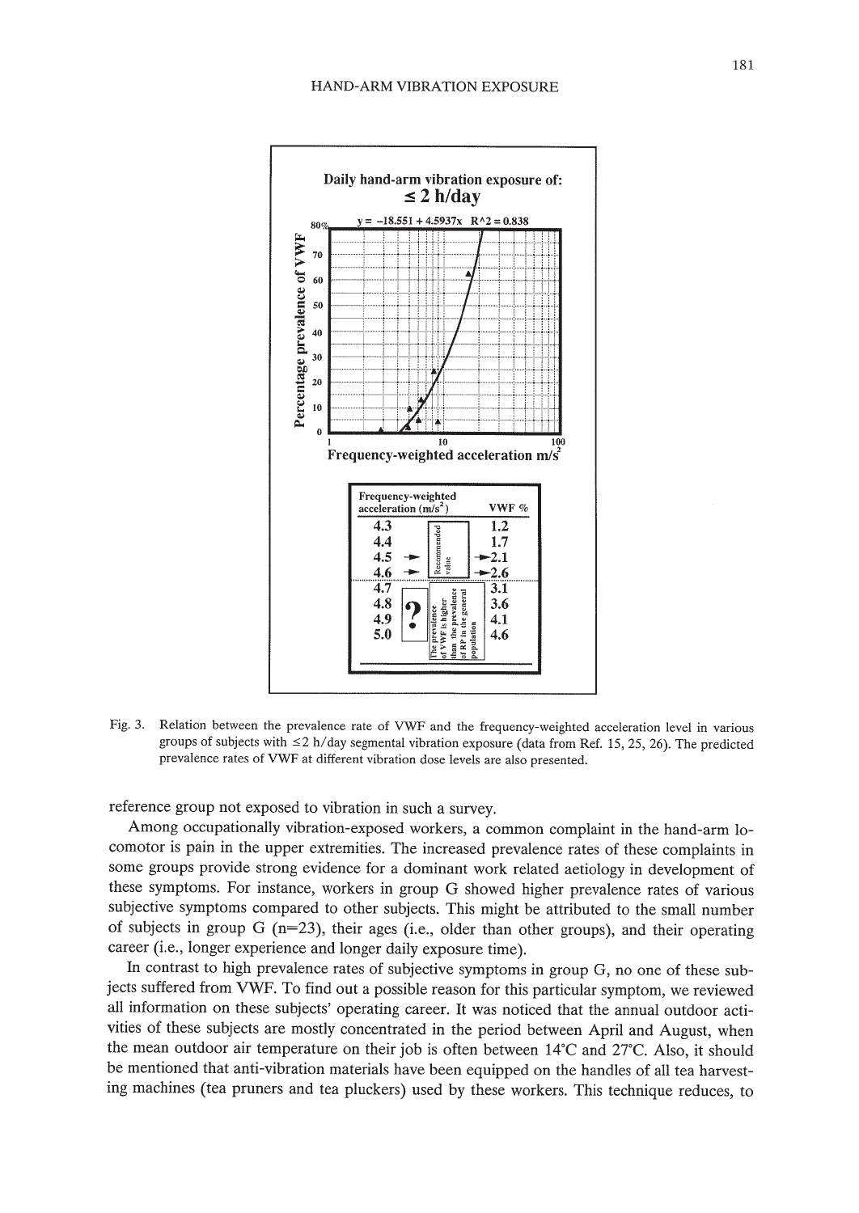Daily hand-arm vibration exposure of:
**≤ 2 h/day**

$y = -18.551 + 4.5937x$ $R^2 = 0.838$

| Frequency-weighted acceleration ($m/s^2$) | VWF % |
|---|---|
| 4.3 | 1.2 |
| 4.4 | 1.7 |
| 4.5 → Recommended value | → 2.1 |
| 4.6 → Recommended value | → 2.6 |
| 4.7 | 3.1 |
| 4.8 | 3.6 |
| 4.9 | 4.1 |
| 5.0 | 4.6 |

The prevalence of VWF is higher than the prevalence of RP in the general population (4.7–5.0)

Fig. 3. Relation between the prevalence rate of VWF and the frequency-weighted acceleration level in various groups of subjects with ≤2 h/day segmental vibration exposure (data from Ref. 15, 25, 26). The predicted prevalence rates of VWF at different vibration dose levels are also presented.

reference group not exposed to vibration in such a survey.

Among occupationally vibration-exposed workers, a common complaint in the hand-arm locomotor is pain in the upper extremities. The increased prevalence rates of these complaints in some groups provide strong evidence for a dominant work related aetiology in development of these symptoms. For instance, workers in group G showed higher prevalence rates of various subjective symptoms compared to other subjects. This might be attributed to the small number of subjects in group G (n=23), their ages (i.e., older than other groups), and their operating career (i.e., longer experience and longer daily exposure time).

In contrast to high prevalence rates of subjective symptoms in group G, no one of these subjects suffered from VWF. To find out a possible reason for this particular symptom, we reviewed all information on these subjects' operating career. It was noticed that the annual outdoor activities of these subjects are mostly concentrated in the period between April and August, when the mean outdoor air temperature on their job is often between 14°C and 27°C. Also, it should be mentioned that anti-vibration materials have been equipped on the handles of all tea harvesting machines (tea pruners and tea pluckers) used by these workers. This technique reduces, to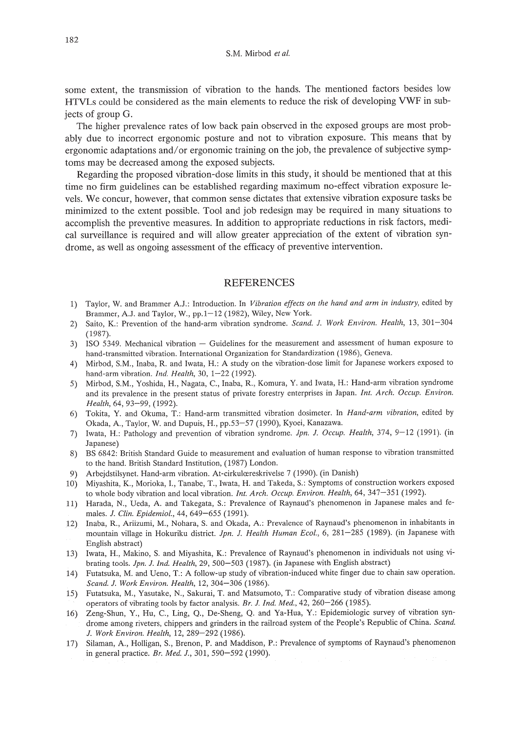some extent, the transmission of vibration to the hands. The mentioned factors besides low HTVLs could be considered as the main elements to reduce the risk of developing VWF in subjects of group G.

The higher prevalence rates of low back pain observed in the exposed groups are most probably due to incorrect ergonomic posture and not to vibration exposure. This means that by ergonomic adaptations and/or ergonomic training on the job, the prevalence of subjective symptoms may be decreased among the exposed subjects.

Regarding the proposed vibration-dose limits in this study, it should be mentioned that at this time no firm guidelines can be established regarding maximum no-effect vibration exposure levels. We concur, however, that common sense dictates that extensive vibration exposure tasks be minimized to the extent possible. Tool and job redesign may be required in many situations to accomplish the preventive measures. In addition to appropriate reductions in risk factors, medical surveillance is required and will allow greater appreciation of the extent of vibration syndrome, as well as ongoing assessment of the efficacy of preventive intervention.

## REFERENCES

1) Taylor, W. and Brammer A.J.: Introduction. In *Vibration effects on the hand and arm in industry*, edited by Brammer, A.J. and Taylor, W., pp.1–12 (1982), Wiley, New York.
2) Saito, K.: Prevention of the hand-arm vibration syndrome. *Scand. J. Work Environ. Health*, 13, 301–304 (1987).
3) ISO 5349. Mechanical vibration — Guidelines for the measurement and assessment of human exposure to hand-transmitted vibration. International Organization for Standardization (1986), Geneva.
4) Mirbod, S.M., Inaba, R. and Iwata, H.: A study on the vibration-dose limit for Japanese workers exposed to hand-arm vibration. *Ind. Health*, 30, 1–22 (1992).
5) Mirbod, S.M., Yoshida, H., Nagata, C., Inaba, R., Komura, Y. and Iwata, H.: Hand-arm vibration syndrome and its prevalence in the present status of private forestry enterprises in Japan. *Int. Arch. Occup. Environ. Health*, 64, 93–99, (1992).
6) Tokita, Y. and Okuma, T.: Hand-arm transmitted vibration dosimeter. In *Hand-arm vibration*, edited by Okada, A., Taylor, W. and Dupuis, H., pp.53–57 (1990), Kyoei, Kanazawa.
7) Iwata, H.: Pathology and prevention of vibration syndrome. *Jpn. J. Occup. Health*, 374, 9–12 (1991). (in Japanese)
8) BS 6842: British Standard Guide to measurement and evaluation of human response to vibration transmitted to the hand. British Standard Institution, (1987) London.
9) Arbejdstilsynet. Hand-arm vibration. At-cirkulæreskrivelse 7 (1990). (in Danish)
10) Miyashita, K., Morioka, I., Tanabe, T., Iwata, H. and Takeda, S.: Symptoms of construction workers exposed to whole body vibration and local vibration. *Int. Arch. Occup. Environ. Health*, 64, 347–351 (1992).
11) Harada, N., Ueda, A. and Takegata, S.: Prevalence of Raynaud's phenomenon in Japanese males and females. *J. Clin. Epidemiol.*, 44, 649–655 (1991).
12) Inaba, R., Ariizumi, M., Nohara, S. and Okada, A.: Prevalence of Raynaud's phenomenon in inhabitants in mountain village in Hokuriku district. *Jpn. J. Health Human Ecol.*, 6, 281–285 (1989). (in Japanese with English abstract)
13) Iwata, H., Makino, S. and Miyashita, K.: Prevalence of Raynaud's phenomenon in individuals not using vibrating tools. *Jpn. J. Ind. Health*, 29, 500–503 (1987). (in Japanese with English abstract)
14) Futatsuka, M. and Ueno, T.: A follow-up study of vibration-induced white finger due to chain saw operation. *Scand. J. Work Environ. Health*, 12, 304–306 (1986).
15) Futatsuka, M., Yasutake, N., Sakurai, T. and Matsumoto, T.: Comparative study of vibration disease among operators of vibrating tools by factor analysis. *Br. J. Ind. Med.*, 42, 260–266 (1985).
16) Zeng-Shun, Y., Hu, C., Ling, Q., De-Sheng, Q. and Ya-Hua, Y.: Epidemiologic survey of vibration syndrome among riveters, chippers and grinders in the railroad system of the People's Republic of China. *Scand. J. Work Environ. Health*, 12, 289–292 (1986).
17) Silaman, A., Holligan, S., Brenon, P. and Maddison, P.: Prevalence of symptoms of Raynaud's phenomenon in general practice. *Br. Med. J.*, 301, 590–592 (1990).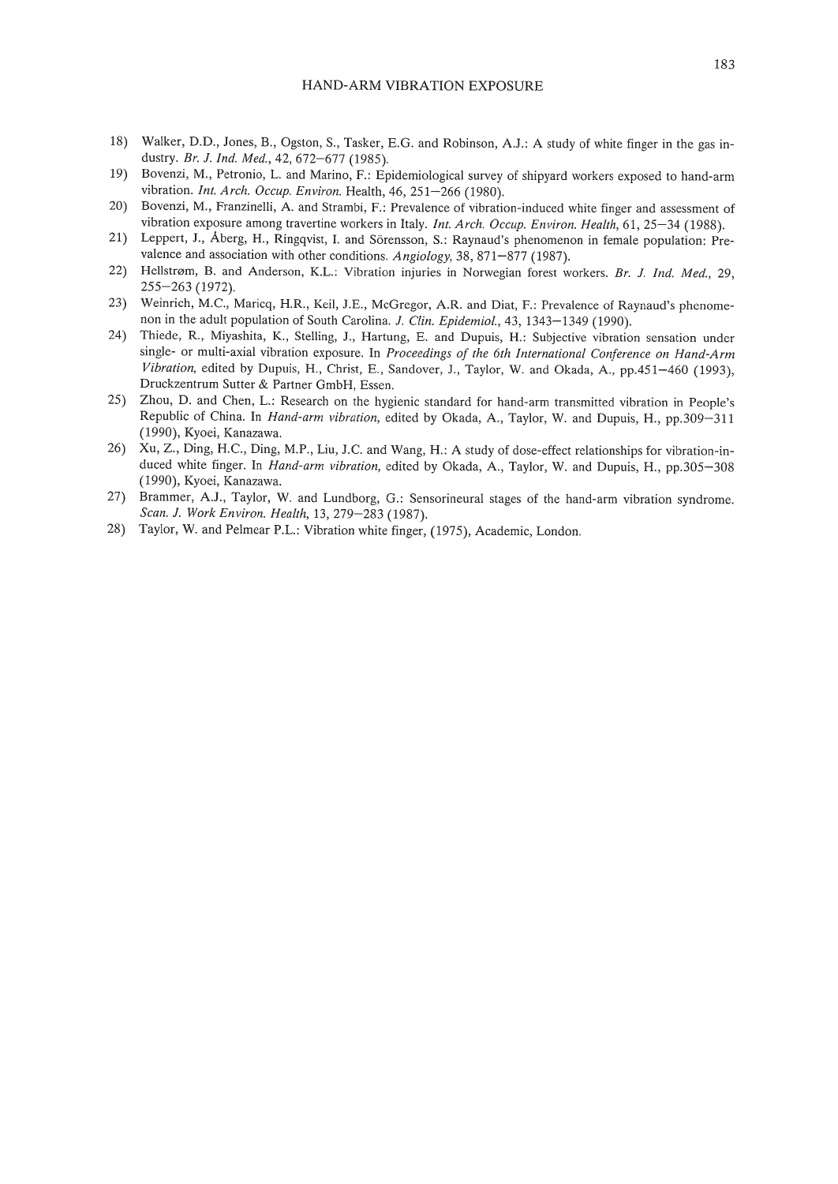18) Walker, D.D., Jones, B., Ogston, S., Tasker, E.G. and Robinson, A.J.: A study of white finger in the gas industry. *Br. J. Ind. Med.*, 42, 672–677 (1985).

19) Bovenzi, M., Petronio, L. and Marino, F.: Epidemiological survey of shipyard workers exposed to hand-arm vibration. *Int. Arch. Occup. Environ.* Health, 46, 251–266 (1980).

20) Bovenzi, M., Franzinelli, A. and Strambi, F.: Prevalence of vibration-induced white finger and assessment of vibration exposure among travertine workers in Italy. *Int. Arch. Occup. Environ. Health*, 61, 25–34 (1988).

21) Leppert, J., Åberg, H., Ringqvist, I. and Sörensson, S.: Raynaud's phenomenon in female population: Prevalence and association with other conditions. *Angiology*, 38, 871–877 (1987).

22) Hellstrøm, B. and Anderson, K.L.: Vibration injuries in Norwegian forest workers. *Br. J. Ind. Med.*, 29, 255–263 (1972).

23) Weinrich, M.C., Maricq, H.R., Keil, J.E., McGregor, A.R. and Diat, F.: Prevalence of Raynaud's phenomenon in the adult population of South Carolina. *J. Clin. Epidemiol.*, 43, 1343–1349 (1990).

24) Thiede, R., Miyashita, K., Stelling, J., Hartung, E. and Dupuis, H.: Subjective vibration sensation under single- or multi-axial vibration exposure. In *Proceedings of the 6th International Conference on Hand-Arm Vibration*, edited by Dupuis, H., Christ, E., Sandover, J., Taylor, W. and Okada, A., pp.451–460 (1993), Druckzentrum Sutter & Partner GmbH, Essen.

25) Zhou, D. and Chen, L.: Research on the hygienic standard for hand-arm transmitted vibration in People's Republic of China. In *Hand-arm vibration*, edited by Okada, A., Taylor, W. and Dupuis, H., pp.309–311 (1990), Kyoei, Kanazawa.

26) Xu, Z., Ding, H.C., Ding, M.P., Liu, J.C. and Wang, H.: A study of dose-effect relationships for vibration-induced white finger. In *Hand-arm vibration*, edited by Okada, A., Taylor, W. and Dupuis, H., pp.305–308 (1990), Kyoei, Kanazawa.

27) Brammer, A.J., Taylor, W. and Lundborg, G.: Sensorineural stages of the hand-arm vibration syndrome. *Scan. J. Work Environ. Health*, 13, 279–283 (1987).

28) Taylor, W. and Pelmear P.L.: Vibration white finger, (1975), Academic, London.